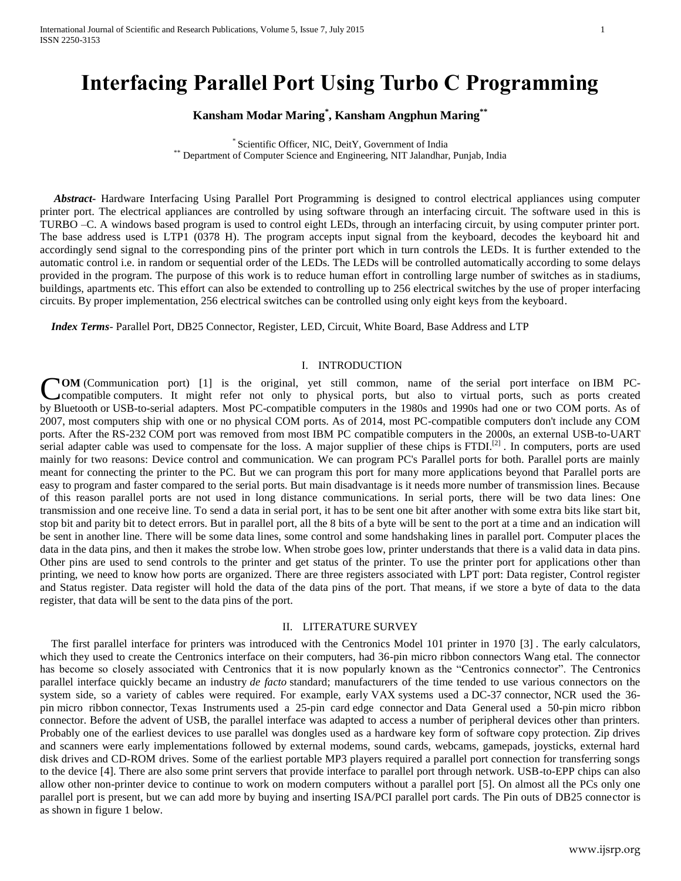# Interfacing Parallel Port Using Turbo C Programming

**Kansham Modar Maring[*], Kansham Angphun Maring[**]**

[*] Scientific Officer, NIC, DeitY, Government of India
[**] Department of Computer Science and Engineering, NIT Jalandhar, Punjab, India

***Abstract-*** Hardware Interfacing Using Parallel Port Programming is designed to control electrical appliances using computer printer port. The electrical appliances are controlled by using software through an interfacing circuit. The software used in this is TURBO –C. A windows based program is used to control eight LEDs, through an interfacing circuit, by using computer printer port. The base address used is LTP1 (0378 H). The program accepts input signal from the keyboard, decodes the keyboard hit and accordingly send signal to the corresponding pins of the printer port which in turn controls the LEDs. It is further extended to the automatic control i.e. in random or sequential order of the LEDs. The LEDs will be controlled automatically according to some delays provided in the program. The purpose of this work is to reduce human effort in controlling large number of switches as in stadiums, buildings, apartments etc. This effort can also be extended to controlling up to 256 electrical switches by the use of proper interfacing circuits. By proper implementation, 256 electrical switches can be controlled using only eight keys from the keyboard.

***Index Terms*****-** Parallel Port, DB25 Connector, Register, LED, Circuit, White Board, Base Address and LTP

## I. Introduction

**COM** (Communication port) [1] is the original, yet still common, name of the serial port interface on IBM PC-compatible computers. It might refer not only to physical ports, but also to virtual ports, such as ports created by Bluetooth or USB-to-serial adapters. Most PC-compatible computers in the 1980s and 1990s had one or two COM ports. As of 2007, most computers ship with one or no physical COM ports. As of 2014, most PC-compatible computers don't include any COM ports. After the RS-232 COM port was removed from most IBM PC compatible computers in the 2000s, an external USB-to-UART serial adapter cable was used to compensate for the loss. A major supplier of these chips is FTDI.[2] . In computers, ports are used mainly for two reasons: Device control and communication. We can program PC's Parallel ports for both. Parallel ports are mainly meant for connecting the printer to the PC. But we can program this port for many more applications beyond that Parallel ports are easy to program and faster compared to the serial ports. But main disadvantage is it needs more number of transmission lines. Because of this reason parallel ports are not used in long distance communications. In serial ports, there will be two data lines: One transmission and one receive line. To send a data in serial port, it has to be sent one bit after another with some extra bits like start bit, stop bit and parity bit to detect errors. But in parallel port, all the 8 bits of a byte will be sent to the port at a time and an indication will be sent in another line. There will be some data lines, some control and some handshaking lines in parallel port. Computer places the data in the data pins, and then it makes the strobe low. When strobe goes low, printer understands that there is a valid data in data pins. Other pins are used to send controls to the printer and get status of the printer. To use the printer port for applications other than printing, we need to know how ports are organized. There are three registers associated with LPT port: Data register, Control register and Status register. Data register will hold the data of the data pins of the port. That means, if we store a byte of data to the data register, that data will be sent to the data pins of the port.

## II. Literature Survey

The first parallel interface for printers was introduced with the Centronics Model 101 printer in 1970 [3] . The early calculators, which they used to create the Centronics interface on their computers, had 36-pin micro ribbon connectors Wang etal. The connector has become so closely associated with Centronics that it is now popularly known as the "Centronics connector". The Centronics parallel interface quickly became an industry *de facto* standard; manufacturers of the time tended to use various connectors on the system side, so a variety of cables were required. For example, early VAX systems used a DC-37 connector, NCR used the 36-pin micro ribbon connector, Texas Instruments used a 25-pin card edge connector and Data General used a 50-pin micro ribbon connector. Before the advent of USB, the parallel interface was adapted to access a number of peripheral devices other than printers. Probably one of the earliest devices to use parallel was dongles used as a hardware key form of software copy protection. Zip drives and scanners were early implementations followed by external modems, sound cards, webcams, gamepads, joysticks, external hard disk drives and CD-ROM drives. Some of the earliest portable MP3 players required a parallel port connection for transferring songs to the device [4]. There are also some print servers that provide interface to parallel port through network. USB-to-EPP chips can also allow other non-printer device to continue to work on modern computers without a parallel port [5]. On almost all the PCs only one parallel port is present, but we can add more by buying and inserting ISA/PCI parallel port cards. The Pin outs of DB25 connector is as shown in figure 1 below.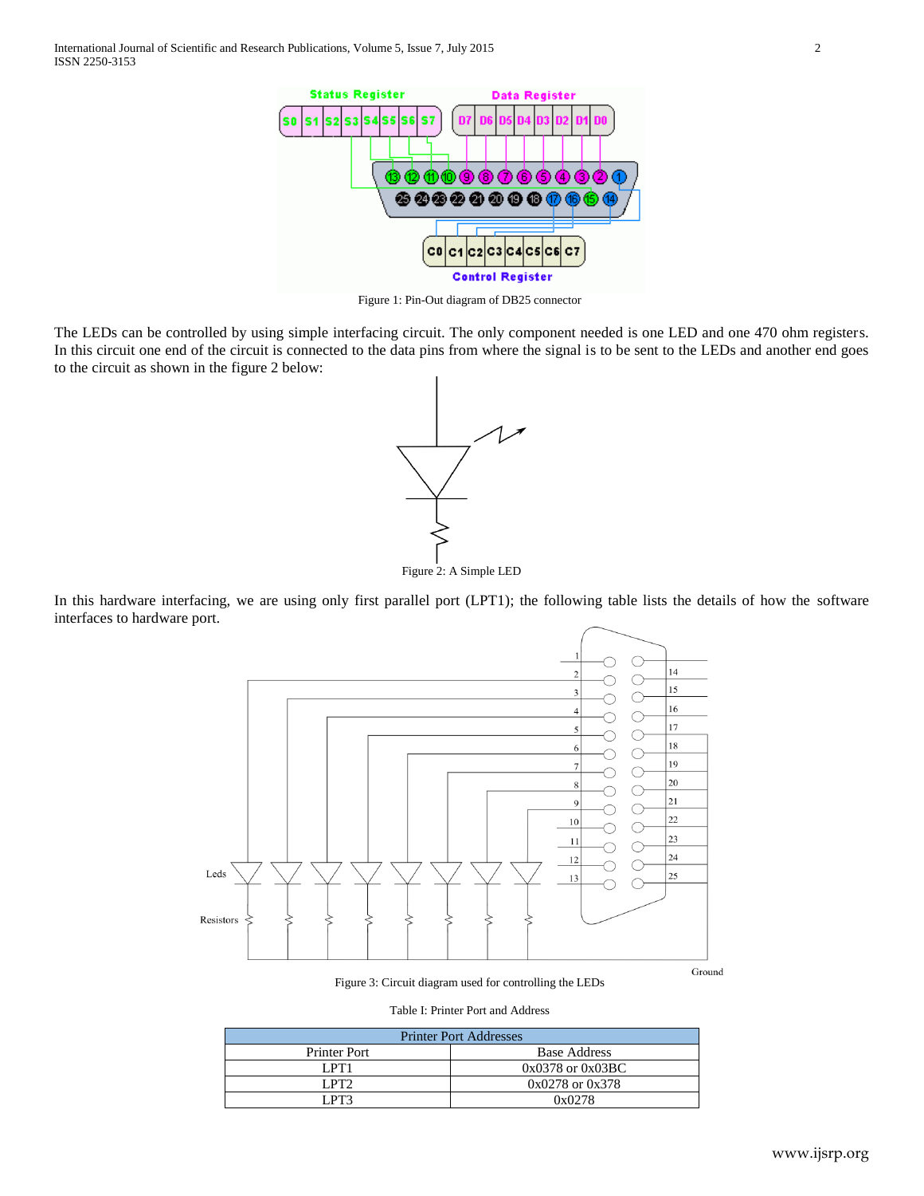Figure 1: Pin-Out diagram of DB25 connector

The LEDs can be controlled by using simple interfacing circuit. The only component needed is one LED and one 470 ohm registers. In this circuit one end of the circuit is connected to the data pins from where the signal is to be sent to the LEDs and another end goes to the circuit as shown in the figure 2 below:

Figure 2: A Simple LED

In this hardware interfacing, we are using only first parallel port (LPT1); the following table lists the details of how the software interfaces to hardware port.

Figure 3: Circuit diagram used for controlling the LEDs

Table I: Printer Port and Address

| Printer Port Addresses | |
|---|---|
| Printer Port | Base Address |
| LPT1 | 0x0378 or 0x03BC |
| LPT2 | 0x0278 or 0x378 |
| LPT3 | 0x0278 |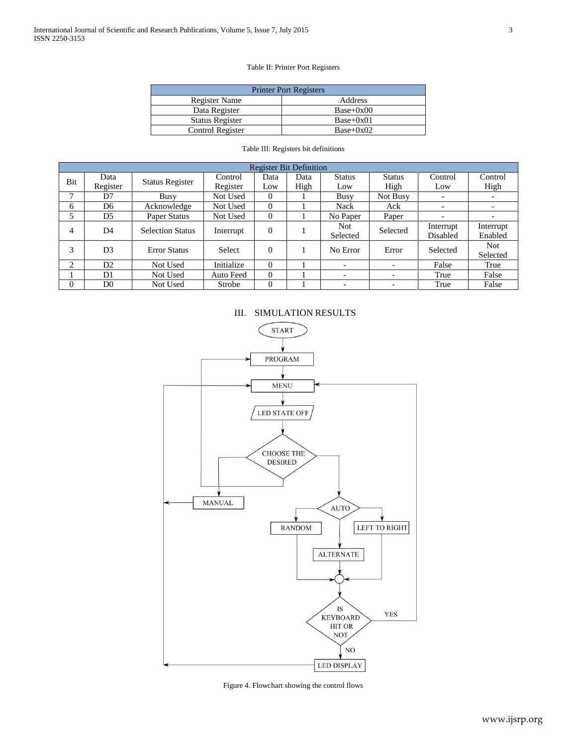Table II: Printer Port Registers

| Printer Port Registers | |
|---|---|
| Register Name | Address |
| Data Register | Base+0x00 |
| Status Register | Base+0x01 |
| Control Register | Base+0x02 |

Table III: Registers bit definitions

| Register Bit Definition | | | | | | | | | |
|---|---|---|---|---|---|---|---|---|---|
| Bit | Data Register | Status Register | Control Register | Data Low | Data High | Status Low | Status High | Control Low | Control High |
| 7 | D7 | Busy | Not Used | 0 | 1 | Busy | Not Busy | - | - |
| 6 | D6 | Acknowledge | Not Used | 0 | 1 | Nack | Ack | - | - |
| 5 | D5 | Paper Status | Not Used | 0 | 1 | No Paper | Paper | - | - |
| 4 | D4 | Selection Status | Interrupt | 0 | 1 | Not Selected | Selected | Interrupt Disabled | Interrupt Enabled |
| 3 | D3 | Error Status | Select | 0 | 1 | No Error | Error | Selected | Not Selected |
| 2 | D2 | Not Used | Initialize | 0 | 1 | - | - | False | True |
| 1 | D1 | Not Used | Auto Feed | 0 | 1 | - | - | True | False |
| 0 | D0 | Not Used | Strobe | 0 | 1 | - | - | True | False |

## III. SIMULATION RESULTS

Figure 4. Flowchart showing the control flows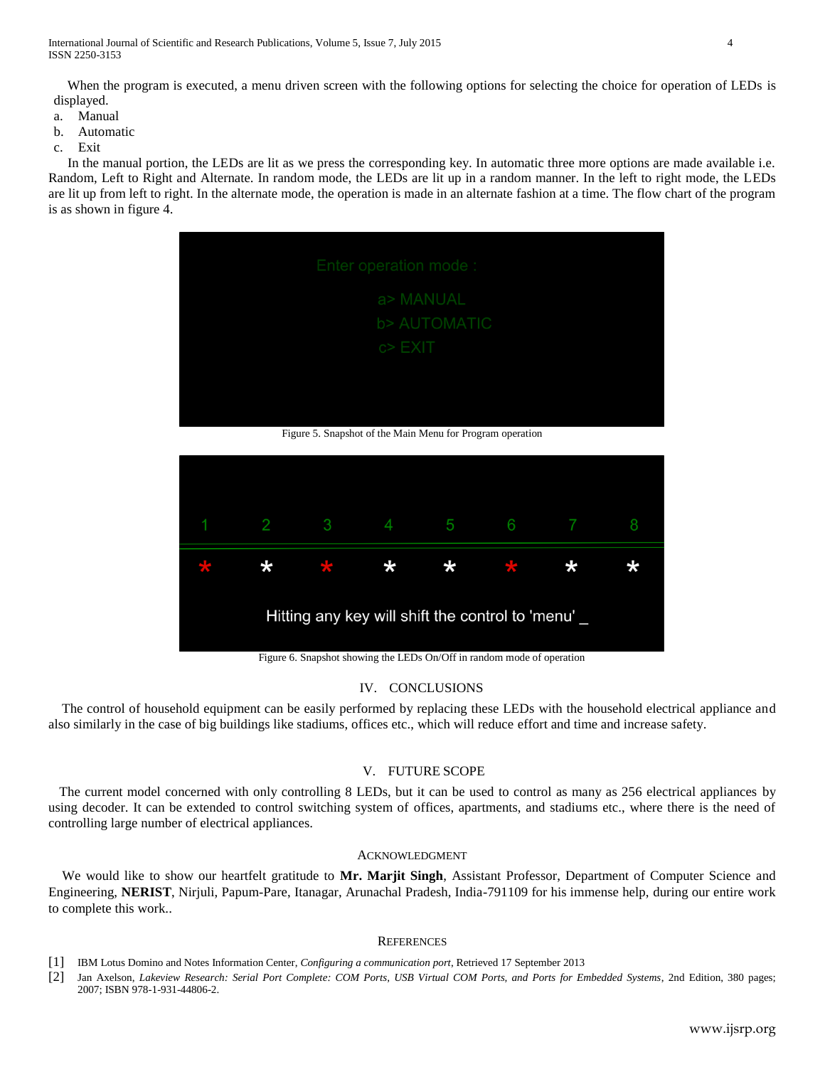When the program is executed, a menu driven screen with the following options for selecting the choice for operation of LEDs is displayed.

a. Manual
b. Automatic
c. Exit

In the manual portion, the LEDs are lit as we press the corresponding key. In automatic three more options are made available i.e. Random, Left to Right and Alternate. In random mode, the LEDs are lit up in a random manner. In the left to right mode, the LEDs are lit up from left to right. In the alternate mode, the operation is made in an alternate fashion at a time. The flow chart of the program is as shown in figure 4.

Figure 5. Snapshot of the Main Menu for Program operation

Figure 6. Snapshot showing the LEDs On/Off in random mode of operation

## IV. CONCLUSIONS

The control of household equipment can be easily performed by replacing these LEDs with the household electrical appliance and also similarly in the case of big buildings like stadiums, offices etc., which will reduce effort and time and increase safety.

## V. FUTURE SCOPE

The current model concerned with only controlling 8 LEDs, but it can be used to control as many as 256 electrical appliances by using decoder. It can be extended to control switching system of offices, apartments, and stadiums etc., where there is the need of controlling large number of electrical appliances.

## ACKNOWLEDGMENT

We would like to show our heartfelt gratitude to **Mr. Marjit Singh**, Assistant Professor, Department of Computer Science and Engineering, **NERIST**, Nirjuli, Papum-Pare, Itanagar, Arunachal Pradesh, India-791109 for his immense help, during our entire work to complete this work..

## REFERENCES

[1] IBM Lotus Domino and Notes Information Center, *Configuring a communication port*, Retrieved 17 September 2013

[2] Jan Axelson, *Lakeview Research: Serial Port Complete: COM Ports, USB Virtual COM Ports, and Ports for Embedded Systems*, 2nd Edition, 380 pages; 2007; ISBN 978-1-931-44806-2.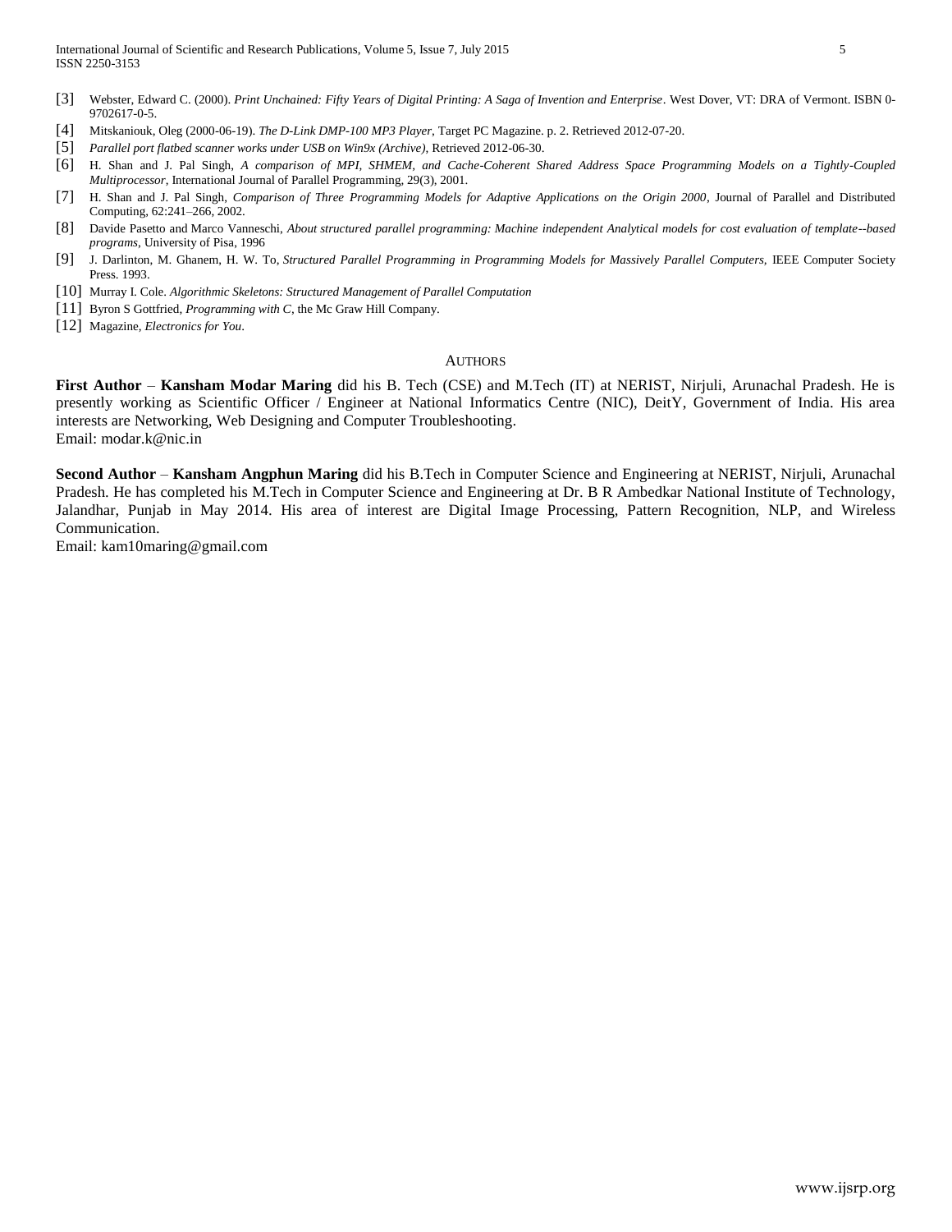[3] Webster, Edward C. (2000). *Print Unchained: Fifty Years of Digital Printing: A Saga of Invention and Enterprise*. West Dover, VT: DRA of Vermont. ISBN 0-9702617-0-5.

[4] Mitskaniouk, Oleg (2000-06-19). *The D-Link DMP-100 MP3 Player*, Target PC Magazine. p. 2. Retrieved 2012-07-20.

[5] *Parallel port flatbed scanner works under USB on Win9x (Archive)*, Retrieved 2012-06-30.

[6] H. Shan and J. Pal Singh, *A comparison of MPI, SHMEM, and Cache-Coherent Shared Address Space Programming Models on a Tightly-Coupled Multiprocessor*, International Journal of Parallel Programming, 29(3), 2001.

[7] H. Shan and J. Pal Singh, *Comparison of Three Programming Models for Adaptive Applications on the Origin 2000*, Journal of Parallel and Distributed Computing, 62:241–266, 2002.

[8] Davide Pasetto and Marco Vanneschi, *About structured parallel programming: Machine independent Analytical models for cost evaluation of template--based programs*, University of Pisa, 1996

[9] J. Darlinton, M. Ghanem, H. W. To, *Structured Parallel Programming in Programming Models for Massively Parallel Computers*, IEEE Computer Society Press. 1993.

[10] Murray I. Cole. *Algorithmic Skeletons: Structured Management of Parallel Computation*

[11] Byron S Gottfried, *Programming with C*, the Mc Graw Hill Company.

[12] Magazine, *Electronics for You*.

## AUTHORS

**First Author** – **Kansham Modar Maring** did his B. Tech (CSE) and M.Tech (IT) at NERIST, Nirjuli, Arunachal Pradesh. He is presently working as Scientific Officer / Engineer at National Informatics Centre (NIC), DeitY, Government of India. His area interests are Networking, Web Designing and Computer Troubleshooting.
Email: modar.k@nic.in

**Second Author** – **Kansham Angphun Maring** did his B.Tech in Computer Science and Engineering at NERIST, Nirjuli, Arunachal Pradesh. He has completed his M.Tech in Computer Science and Engineering at Dr. B R Ambedkar National Institute of Technology, Jalandhar, Punjab in May 2014. His area of interest are Digital Image Processing, Pattern Recognition, NLP, and Wireless Communication.
Email: kam10maring@gmail.com